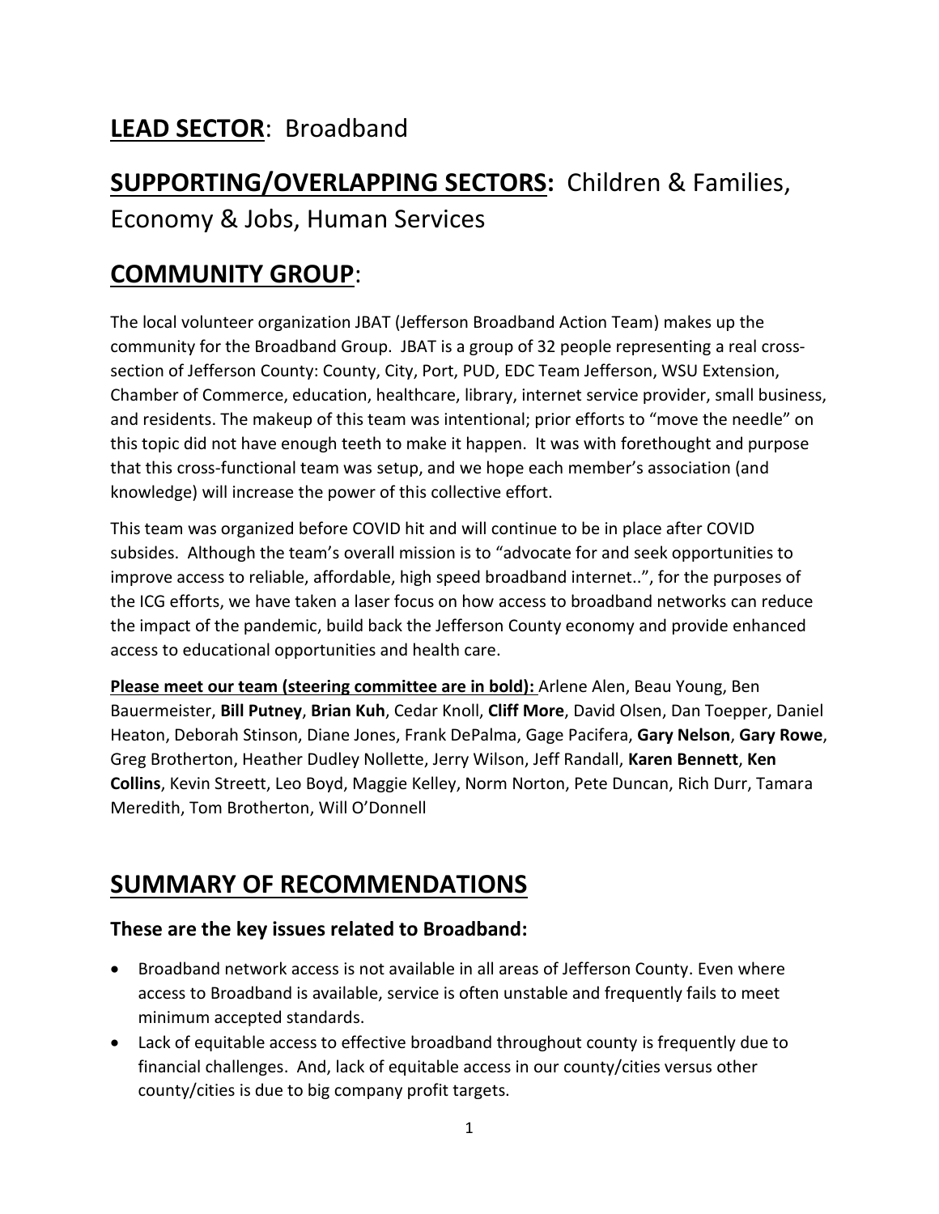## **LEAD SECTOR**: Broadband

## **SUPPORTING/OVERLAPPING SECTORS:** Children & Families, Economy & Jobs, Human Services

## **COMMUNITY GROUP**:

The local volunteer organization JBAT (Jefferson Broadband Action Team) makes up the community for the Broadband Group. JBAT is a group of 32 people representing a real cross-section of Jefferson County: County, City, Port, PUD, EDC Team Jefferson, WSU Extension, Chamber of Commerce, education, healthcare, library, internet service provider, small business, and residents. The makeup of this team was intentional; prior efforts to "move the needle" on this topic did not have enough teeth to make it happen. It was with forethought and purpose that this cross-functional team was setup, and we hope each member's association (and knowledge) will increase the power of this collective effort.

This team was organized before COVID hit and will continue to be in place after COVID subsides. Although the team's overall mission is to "advocate for and seek opportunities to improve access to reliable, affordable, high speed broadband internet..", for the purposes of the ICG efforts, we have taken a laser focus on how access to broadband networks can reduce the impact of the pandemic, build back the Jefferson County economy and provide enhanced access to educational opportunities and health care.

**Please meet our team (steering committee are in bold):** Arlene Alen, Beau Young, Ben Bauermeister, **Bill Putney**, **Brian Kuh**, Cedar Knoll, **Cliff More**, David Olsen, Dan Toepper, Daniel Heaton, Deborah Stinson, Diane Jones, Frank DePalma, Gage Pacifera, **Gary Nelson**, **Gary Rowe**, Greg Brotherton, Heather Dudley Nollette, Jerry Wilson, Jeff Randall, **Karen Bennett**, **Ken Collins**, Kevin Streett, Leo Boyd, Maggie Kelley, Norm Norton, Pete Duncan, Rich Durr, Tamara Meredith, Tom Brotherton, Will O'Donnell

## **SUMMARY OF RECOMMENDATIONS**

### These are the key issues related to Broadband:

- Broadband network access is not available in all areas of Jefferson County. Even where access to Broadband is available, service is often unstable and frequently fails to meet minimum accepted standards.
- Lack of equitable access to effective broadband throughout county is frequently due to financial challenges. And, lack of equitable access in our county/cities versus other county/cities is due to big company profit targets.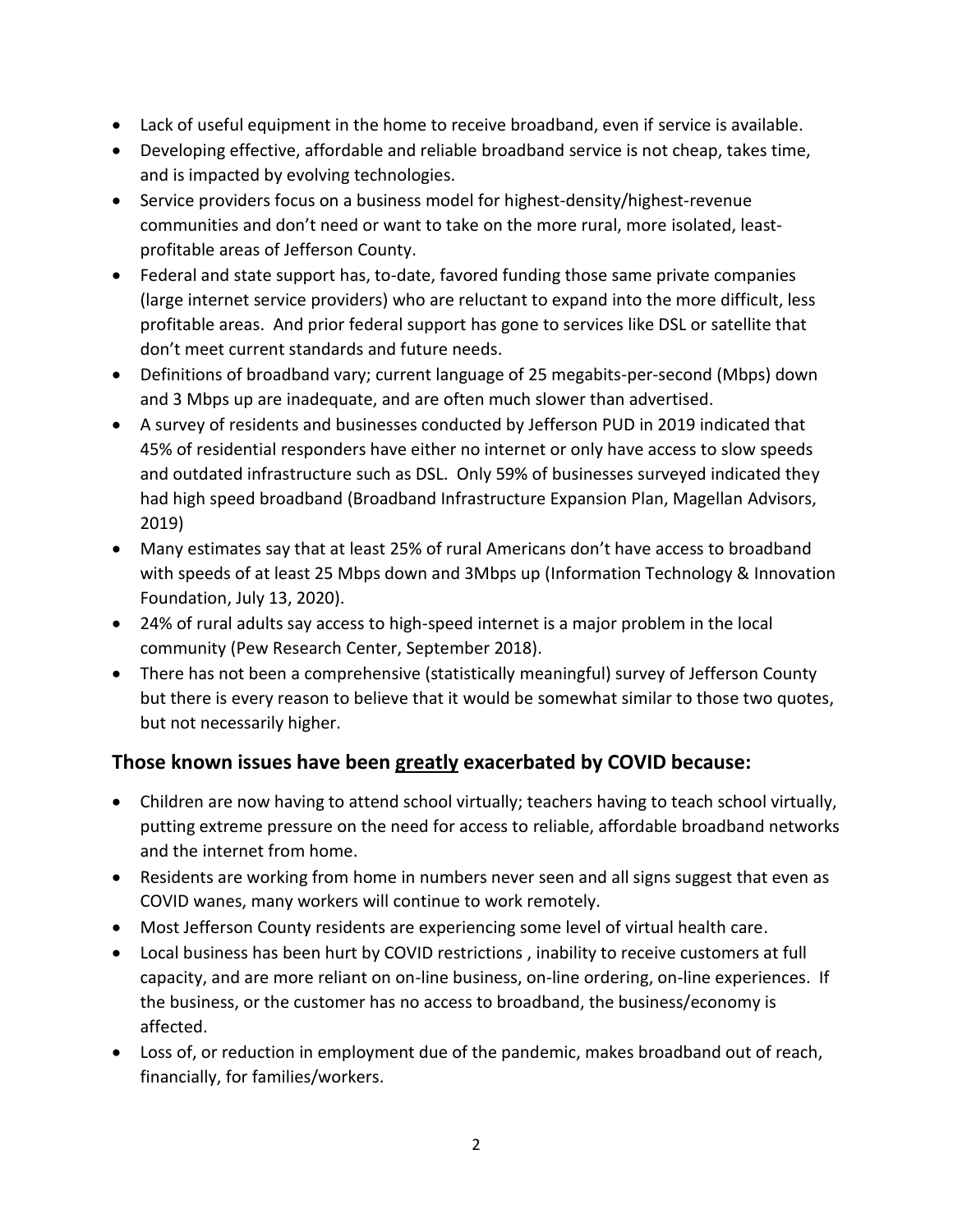- Lack of useful equipment in the home to receive broadband, even if service is available.
- Developing effective, affordable and reliable broadband service is not cheap, takes time, and is impacted by evolving technologies.
- Service providers focus on a business model for highest-density/highest-revenue communities and don't need or want to take on the more rural, more isolated, least-profitable areas of Jefferson County.
- Federal and state support has, to-date, favored funding those same private companies (large internet service providers) who are reluctant to expand into the more difficult, less profitable areas. And prior federal support has gone to services like DSL or satellite that don't meet current standards and future needs.
- Definitions of broadband vary; current language of 25 megabits-per-second (Mbps) down and 3 Mbps up are inadequate, and are often much slower than advertised.
- A survey of residents and businesses conducted by Jefferson PUD in 2019 indicated that 45% of residential responders have either no internet or only have access to slow speeds and outdated infrastructure such as DSL. Only 59% of businesses surveyed indicated they had high speed broadband (Broadband Infrastructure Expansion Plan, Magellan Advisors, 2019)
- Many estimates say that at least 25% of rural Americans don't have access to broadband with speeds of at least 25 Mbps down and 3Mbps up (Information Technology & Innovation Foundation, July 13, 2020).
- 24% of rural adults say access to high-speed internet is a major problem in the local community (Pew Research Center, September 2018).
- There has not been a comprehensive (statistically meaningful) survey of Jefferson County but there is every reason to believe that it would be somewhat similar to those two quotes, but not necessarily higher.

## Those known issues have been <u>greatly</u> exacerbated by COVID because:

- Children are now having to attend school virtually; teachers having to teach school virtually, putting extreme pressure on the need for access to reliable, affordable broadband networks and the internet from home.
- Residents are working from home in numbers never seen and all signs suggest that even as COVID wanes, many workers will continue to work remotely.
- Most Jefferson County residents are experiencing some level of virtual health care.
- Local business has been hurt by COVID restrictions , inability to receive customers at full capacity, and are more reliant on on-line business, on-line ordering, on-line experiences. If the business, or the customer has no access to broadband, the business/economy is affected.
- Loss of, or reduction in employment due of the pandemic, makes broadband out of reach, financially, for families/workers.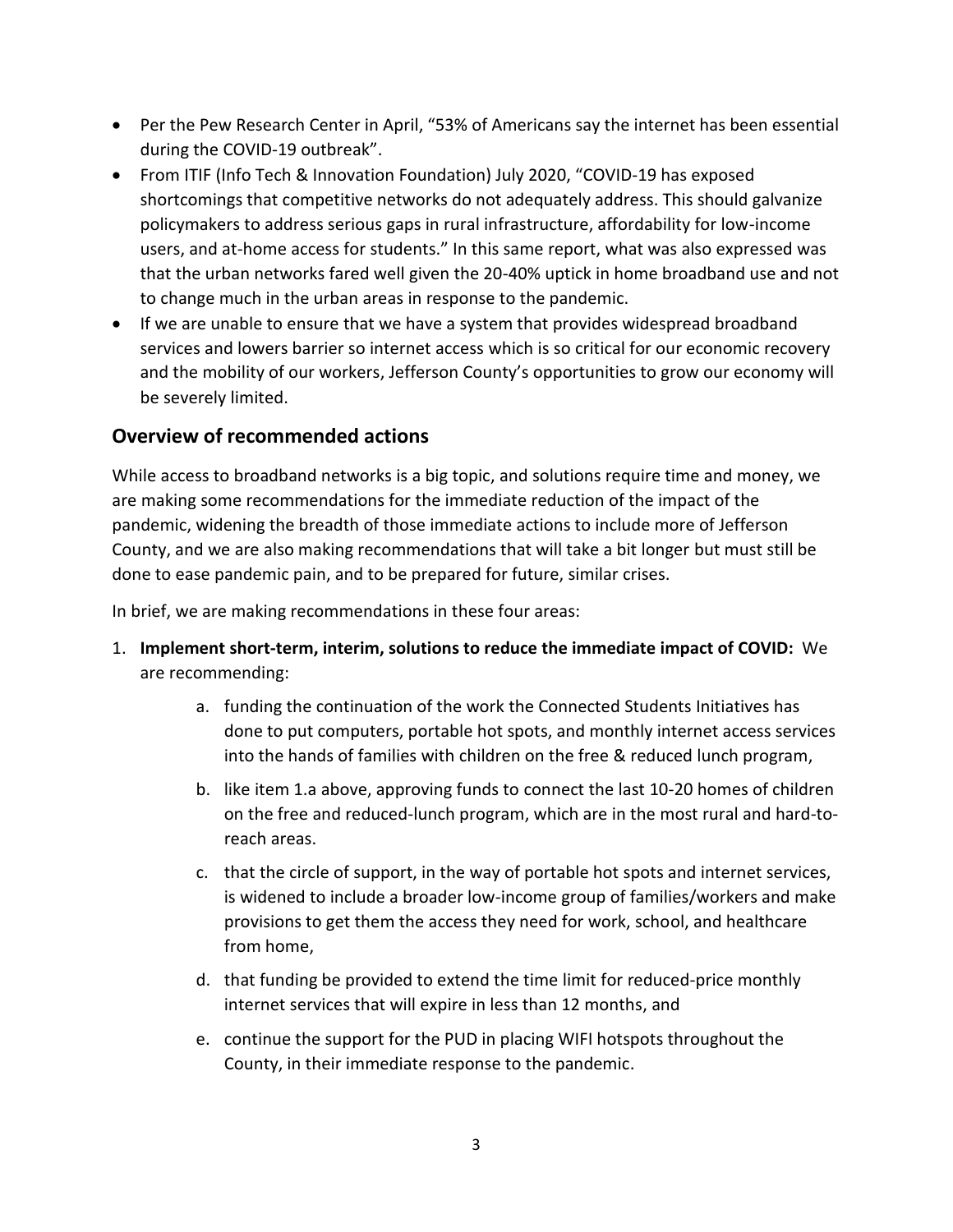- Per the Pew Research Center in April, "53% of Americans say the internet has been essential during the COVID-19 outbreak".
- From ITIF (Info Tech & Innovation Foundation) July 2020, "COVID-19 has exposed shortcomings that competitive networks do not adequately address. This should galvanize policymakers to address serious gaps in rural infrastructure, affordability for low-income users, and at-home access for students." In this same report, what was also expressed was that the urban networks fared well given the 20-40% uptick in home broadband use and not to change much in the urban areas in response to the pandemic.
- If we are unable to ensure that we have a system that provides widespread broadband services and lowers barrier so internet access which is so critical for our economic recovery and the mobility of our workers, Jefferson County's opportunities to grow our economy will be severely limited.

## Overview of recommended actions

While access to broadband networks is a big topic, and solutions require time and money, we are making some recommendations for the immediate reduction of the impact of the pandemic, widening the breadth of those immediate actions to include more of Jefferson County, and we are also making recommendations that will take a bit longer but must still be done to ease pandemic pain, and to be prepared for future, similar crises.

In brief, we are making recommendations in these four areas:

1. **Implement short-term, interim, solutions to reduce the immediate impact of COVID:** We are recommending:
    a. funding the continuation of the work the Connected Students Initiatives has done to put computers, portable hot spots, and monthly internet access services into the hands of families with children on the free & reduced lunch program,

    b. like item 1.a above, approving funds to connect the last 10-20 homes of children on the free and reduced-lunch program, which are in the most rural and hard-to-reach areas.

    c. that the circle of support, in the way of portable hot spots and internet services, is widened to include a broader low-income group of families/workers and make provisions to get them the access they need for work, school, and healthcare from home,

    d. that funding be provided to extend the time limit for reduced-price monthly internet services that will expire in less than 12 months, and

    e. continue the support for the PUD in placing WIFI hotspots throughout the County, in their immediate response to the pandemic.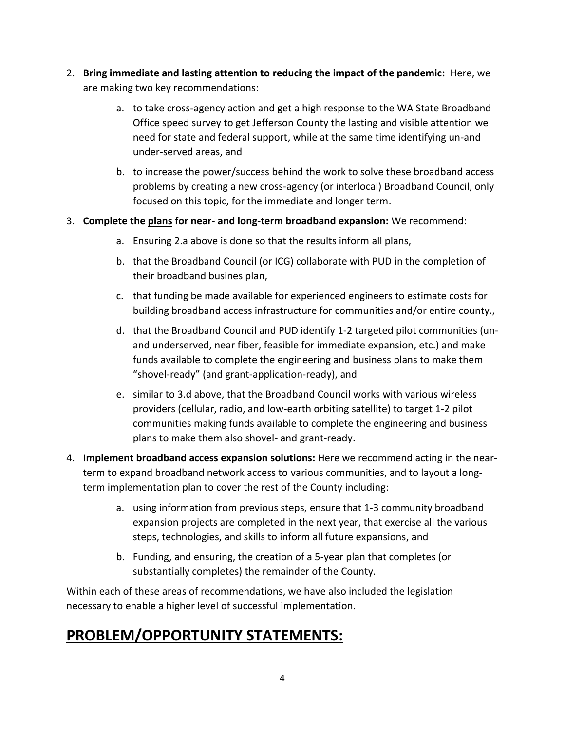2. **Bring immediate and lasting attention to reducing the impact of the pandemic:** Here, we are making two key recommendations:
    a. to take cross-agency action and get a high response to the WA State Broadband Office speed survey to get Jefferson County the lasting and visible attention we need for state and federal support, while at the same time identifying un-and under-served areas, and
    b. to increase the power/success behind the work to solve these broadband access problems by creating a new cross-agency (or interlocal) Broadband Council, only focused on this topic, for the immediate and longer term.
3. **Complete the <u>plans</u> for near- and long-term broadband expansion:** We recommend:
    a. Ensuring 2.a above is done so that the results inform all plans,
    b. that the Broadband Council (or ICG) collaborate with PUD in the completion of their broadband busines plan,
    c. that funding be made available for experienced engineers to estimate costs for building broadband access infrastructure for communities and/or entire county.,
    d. that the Broadband Council and PUD identify 1-2 targeted pilot communities (un- and underserved, near fiber, feasible for immediate expansion, etc.) and make funds available to complete the engineering and business plans to make them "shovel-ready" (and grant-application-ready), and
    e. similar to 3.d above, that the Broadband Council works with various wireless providers (cellular, radio, and low-earth orbiting satellite) to target 1-2 pilot communities making funds available to complete the engineering and business plans to make them also shovel- and grant-ready.
4. **Implement broadband access expansion solutions:** Here we recommend acting in the near-term to expand broadband network access to various communities, and to layout a long-term implementation plan to cover the rest of the County including:
    a. using information from previous steps, ensure that 1-3 community broadband expansion projects are completed in the next year, that exercise all the various steps, technologies, and skills to inform all future expansions, and
    b. Funding, and ensuring, the creation of a 5-year plan that completes (or substantially completes) the remainder of the County.

Within each of these areas of recommendations, we have also included the legislation necessary to enable a higher level of successful implementation.

# <u>PROBLEM/OPPORTUNITY STATEMENTS:</u>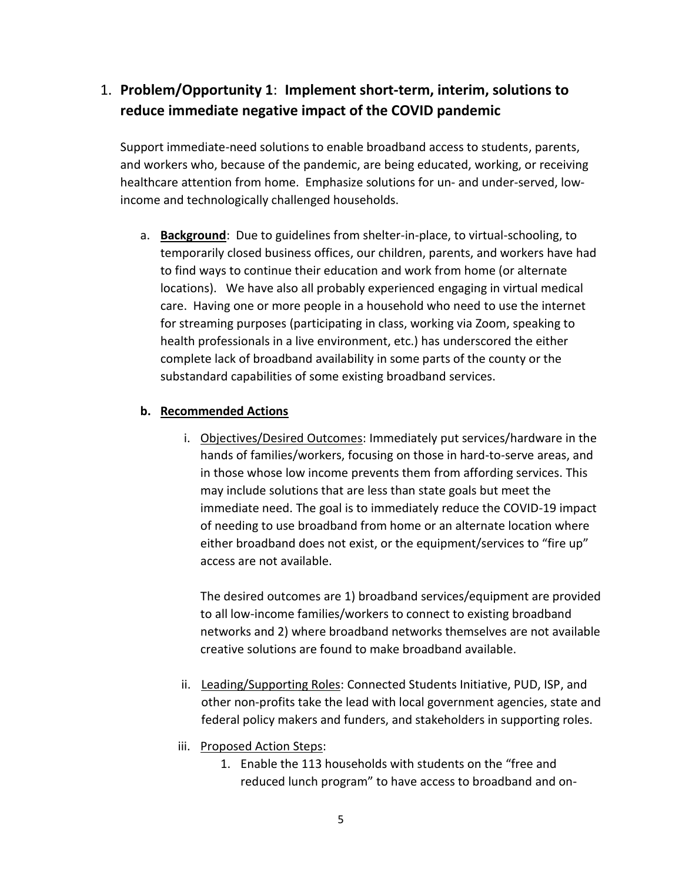1. **Problem/Opportunity 1**: **Implement short-term, interim, solutions to reduce immediate negative impact of the COVID pandemic**

   Support immediate-need solutions to enable broadband access to students, parents, and workers who, because of the pandemic, are being educated, working, or receiving healthcare attention from home. Emphasize solutions for un- and under-served, low-income and technologically challenged households.

   a. **<u>Background</u>**: Due to guidelines from shelter-in-place, to virtual-schooling, to temporarily closed business offices, our children, parents, and workers have had to find ways to continue their education and work from home (or alternate locations). We have also all probably experienced engaging in virtual medical care. Having one or more people in a household who need to use the internet for streaming purposes (participating in class, working via Zoom, speaking to health professionals in a live environment, etc.) has underscored the either complete lack of broadband availability in some parts of the county or the substandard capabilities of some existing broadband services.

   **b. <u>Recommended Actions</u>**

      i. <u>Objectives/Desired Outcomes</u>: Immediately put services/hardware in the hands of families/workers, focusing on those in hard-to-serve areas, and in those whose low income prevents them from affording services. This may include solutions that are less than state goals but meet the immediate need. The goal is to immediately reduce the COVID-19 impact of needing to use broadband from home or an alternate location where either broadband does not exist, or the equipment/services to "fire up" access are not available.

      The desired outcomes are 1) broadband services/equipment are provided to all low-income families/workers to connect to existing broadband networks and 2) where broadband networks themselves are not available creative solutions are found to make broadband available.

      ii. <u>Leading/Supporting Roles</u>: Connected Students Initiative, PUD, ISP, and other non-profits take the lead with local government agencies, state and federal policy makers and funders, and stakeholders in supporting roles.

      iii. <u>Proposed Action Steps</u>:

         1. Enable the 113 households with students on the "free and reduced lunch program" to have access to broadband and on-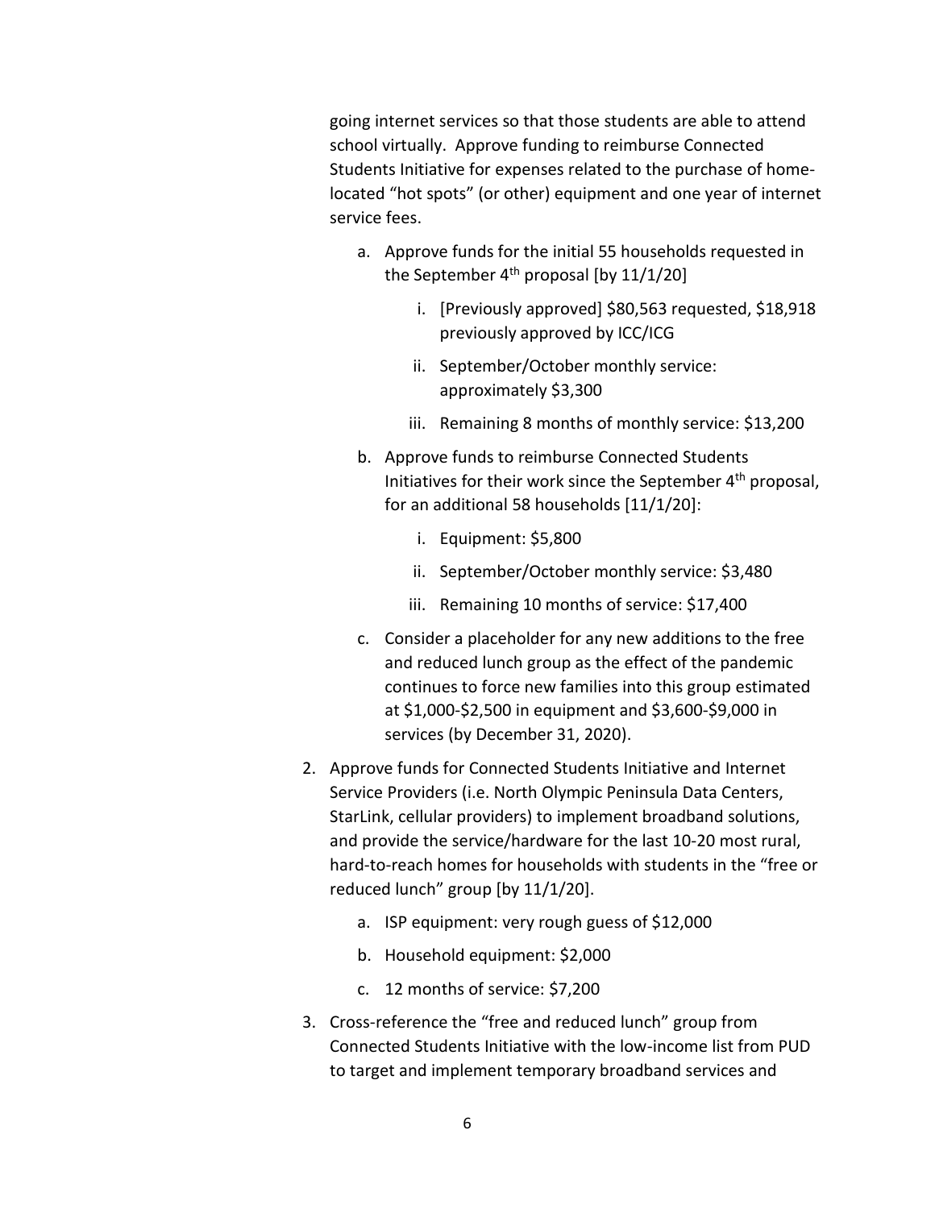going internet services so that those students are able to attend school virtually. Approve funding to reimburse Connected Students Initiative for expenses related to the purchase of home-located "hot spots" (or other) equipment and one year of internet service fees.

   a. Approve funds for the initial 55 households requested in the September 4th proposal [by 11/1/20]

      i. [Previously approved] $80,563 requested, $18,918 previously approved by ICC/ICG

      ii. September/October monthly service: approximately $3,300

      iii. Remaining 8 months of monthly service: $13,200

   b. Approve funds to reimburse Connected Students Initiatives for their work since the September 4th proposal, for an additional 58 households [11/1/20]:

      i. Equipment: $5,800

      ii. September/October monthly service: $3,480

      iii. Remaining 10 months of service: $17,400

   c. Consider a placeholder for any new additions to the free and reduced lunch group as the effect of the pandemic continues to force new families into this group estimated at $1,000-$2,500 in equipment and $3,600-$9,000 in services (by December 31, 2020).

2. Approve funds for Connected Students Initiative and Internet Service Providers (i.e. North Olympic Peninsula Data Centers, StarLink, cellular providers) to implement broadband solutions, and provide the service/hardware for the last 10-20 most rural, hard-to-reach homes for households with students in the "free or reduced lunch" group [by 11/1/20].

   a. ISP equipment: very rough guess of $12,000

   b. Household equipment: $2,000

   c. 12 months of service: $7,200

3. Cross-reference the "free and reduced lunch" group from Connected Students Initiative with the low-income list from PUD to target and implement temporary broadband services and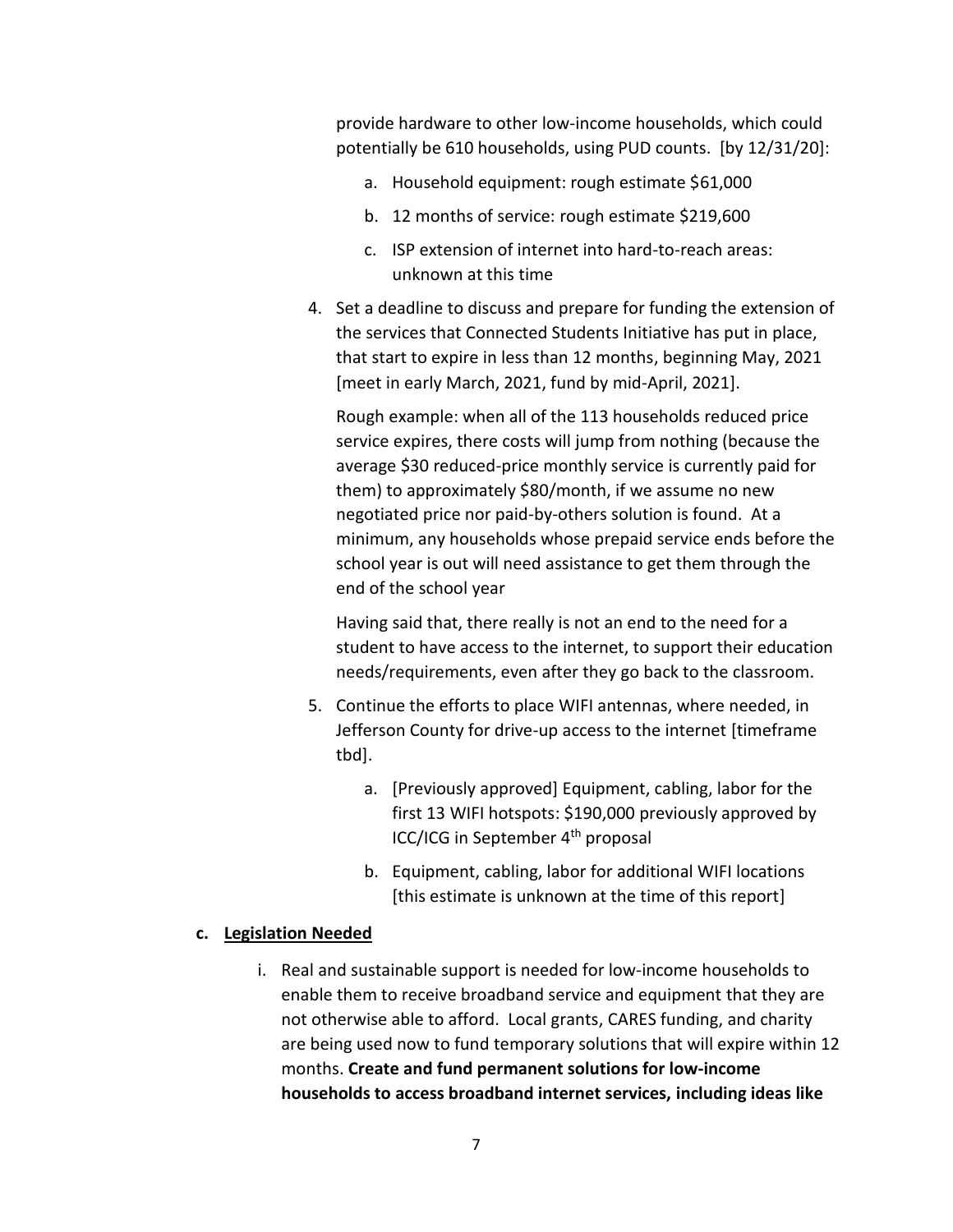provide hardware to other low-income households, which could potentially be 610 households, using PUD counts. [by 12/31/20]:

   a. Household equipment: rough estimate $61,000
   b. 12 months of service: rough estimate $219,600
   c. ISP extension of internet into hard-to-reach areas: unknown at this time

4. Set a deadline to discuss and prepare for funding the extension of the services that Connected Students Initiative has put in place, that start to expire in less than 12 months, beginning May, 2021 [meet in early March, 2021, fund by mid-April, 2021].

   Rough example: when all of the 113 households reduced price service expires, there costs will jump from nothing (because the average $30 reduced-price monthly service is currently paid for them) to approximately $80/month, if we assume no new negotiated price nor paid-by-others solution is found. At a minimum, any households whose prepaid service ends before the school year is out will need assistance to get them through the end of the school year

   Having said that, there really is not an end to the need for a student to have access to the internet, to support their education needs/requirements, even after they go back to the classroom.

5. Continue the efforts to place WIFI antennas, where needed, in Jefferson County for drive-up access to the internet [timeframe tbd].

   a. [Previously approved] Equipment, cabling, labor for the first 13 WIFI hotspots: $190,000 previously approved by ICC/ICG in September 4th proposal
   b. Equipment, cabling, labor for additional WIFI locations [this estimate is unknown at the time of this report]

**c. Legislation Needed**

   i. Real and sustainable support is needed for low-income households to enable them to receive broadband service and equipment that they are not otherwise able to afford. Local grants, CARES funding, and charity are being used now to fund temporary solutions that will expire within 12 months. **Create and fund permanent solutions for low-income households to access broadband internet services, including ideas like**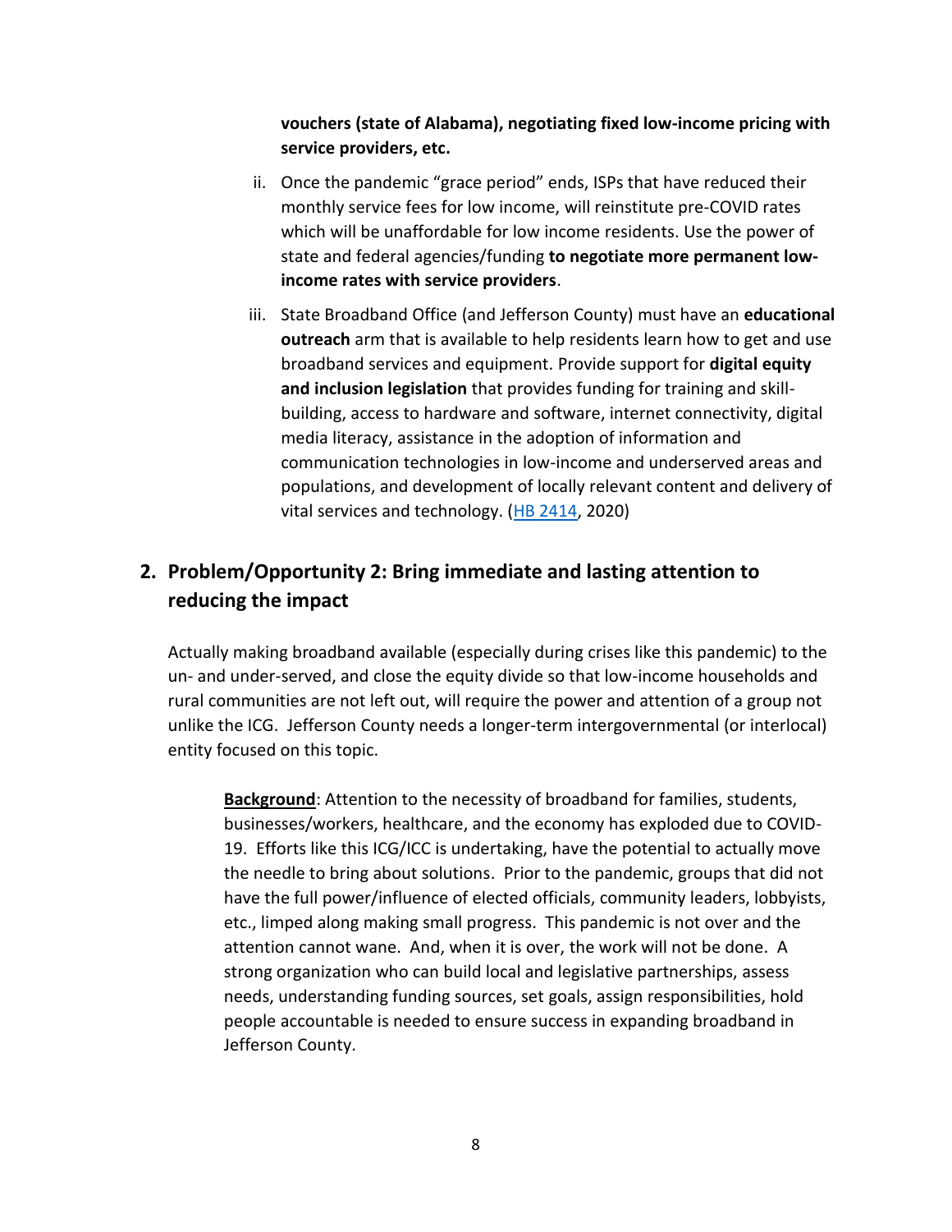**vouchers (state of Alabama), negotiating fixed low-income pricing with service providers, etc.**

ii. Once the pandemic "grace period" ends, ISPs that have reduced their monthly service fees for low income, will reinstitute pre-COVID rates which will be unaffordable for low income residents. Use the power of state and federal agencies/funding **to negotiate more permanent low-income rates with service providers**.

iii. State Broadband Office (and Jefferson County) must have an **educational outreach** arm that is available to help residents learn how to get and use broadband services and equipment. Provide support for **digital equity and inclusion legislation** that provides funding for training and skill-building, access to hardware and software, internet connectivity, digital media literacy, assistance in the adoption of information and communication technologies in low-income and underserved areas and populations, and development of locally relevant content and delivery of vital services and technology. (HB 2414, 2020)

## 2. Problem/Opportunity 2: Bring immediate and lasting attention to reducing the impact

Actually making broadband available (especially during crises like this pandemic) to the un- and under-served, and close the equity divide so that low-income households and rural communities are not left out, will require the power and attention of a group not unlike the ICG. Jefferson County needs a longer-term intergovernmental (or interlocal) entity focused on this topic.

**Background**: Attention to the necessity of broadband for families, students, businesses/workers, healthcare, and the economy has exploded due to COVID-19. Efforts like this ICG/ICC is undertaking, have the potential to actually move the needle to bring about solutions. Prior to the pandemic, groups that did not have the full power/influence of elected officials, community leaders, lobbyists, etc., limped along making small progress. This pandemic is not over and the attention cannot wane. And, when it is over, the work will not be done. A strong organization who can build local and legislative partnerships, assess needs, understanding funding sources, set goals, assign responsibilities, hold people accountable is needed to ensure success in expanding broadband in Jefferson County.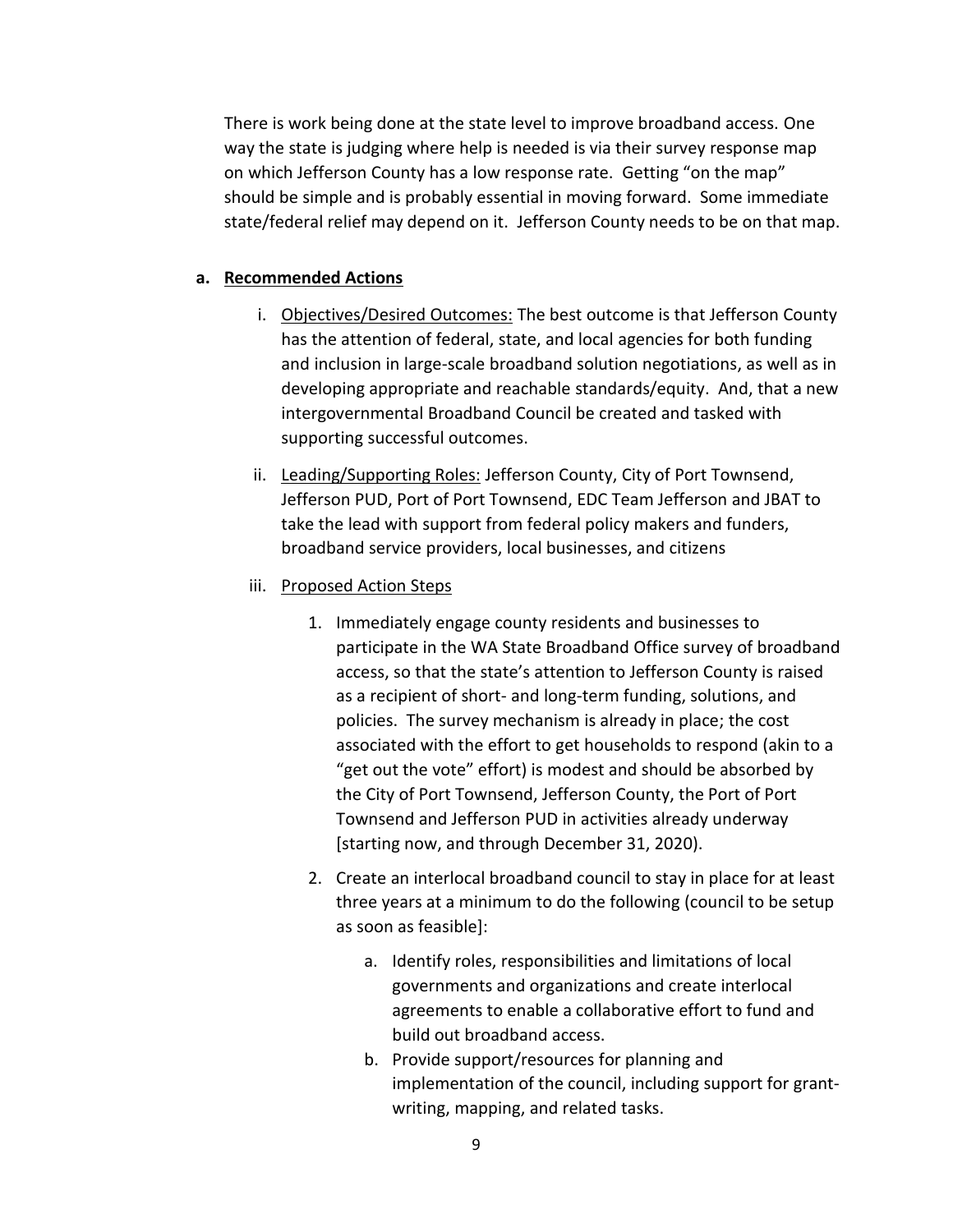There is work being done at the state level to improve broadband access. One way the state is judging where help is needed is via their survey response map on which Jefferson County has a low response rate. Getting "on the map" should be simple and is probably essential in moving forward. Some immediate state/federal relief may depend on it. Jefferson County needs to be on that map.

**a. Recommended Actions**

i. Objectives/Desired Outcomes: The best outcome is that Jefferson County has the attention of federal, state, and local agencies for both funding and inclusion in large-scale broadband solution negotiations, as well as in developing appropriate and reachable standards/equity. And, that a new intergovernmental Broadband Council be created and tasked with supporting successful outcomes.

ii. Leading/Supporting Roles: Jefferson County, City of Port Townsend, Jefferson PUD, Port of Port Townsend, EDC Team Jefferson and JBAT to take the lead with support from federal policy makers and funders, broadband service providers, local businesses, and citizens

iii. Proposed Action Steps

1. Immediately engage county residents and businesses to participate in the WA State Broadband Office survey of broadband access, so that the state's attention to Jefferson County is raised as a recipient of short- and long-term funding, solutions, and policies. The survey mechanism is already in place; the cost associated with the effort to get households to respond (akin to a "get out the vote" effort) is modest and should be absorbed by the City of Port Townsend, Jefferson County, the Port of Port Townsend and Jefferson PUD in activities already underway [starting now, and through December 31, 2020).

2. Create an interlocal broadband council to stay in place for at least three years at a minimum to do the following (council to be setup as soon as feasible]:

    a. Identify roles, responsibilities and limitations of local governments and organizations and create interlocal agreements to enable a collaborative effort to fund and build out broadband access.

    b. Provide support/resources for planning and implementation of the council, including support for grant-writing, mapping, and related tasks.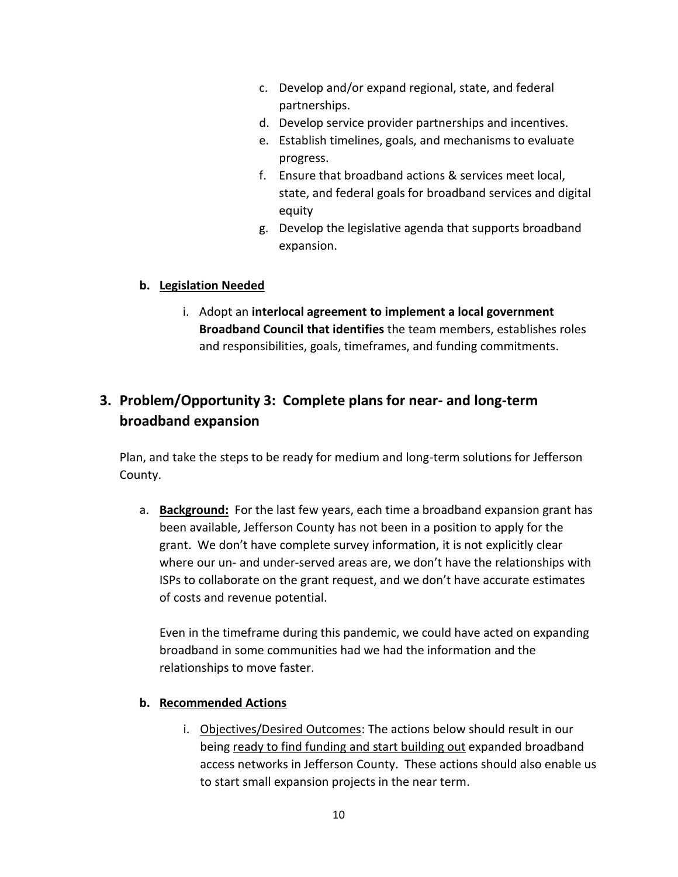c. Develop and/or expand regional, state, and federal partnerships.
d. Develop service provider partnerships and incentives.
e. Establish timelines, goals, and mechanisms to evaluate progress.
f. Ensure that broadband actions & services meet local, state, and federal goals for broadband services and digital equity
g. Develop the legislative agenda that supports broadband expansion.

**b. <u>Legislation Needed</u>**

i. Adopt an **interlocal agreement to implement a local government Broadband Council that identifies** the team members, establishes roles and responsibilities, goals, timeframes, and funding commitments.

## 3. Problem/Opportunity 3: Complete plans for near- and long-term broadband expansion

Plan, and take the steps to be ready for medium and long-term solutions for Jefferson County.

a. **<u>Background:</u>** For the last few years, each time a broadband expansion grant has been available, Jefferson County has not been in a position to apply for the grant. We don't have complete survey information, it is not explicitly clear where our un- and under-served areas are, we don't have the relationships with ISPs to collaborate on the grant request, and we don't have accurate estimates of costs and revenue potential.

   Even in the timeframe during this pandemic, we could have acted on expanding broadband in some communities had we had the information and the relationships to move faster.

**b. <u>Recommended Actions</u>**

i. <u>Objectives/Desired Outcomes</u>: The actions below should result in our being <u>ready to find funding and start building out</u> expanded broadband access networks in Jefferson County. These actions should also enable us to start small expansion projects in the near term.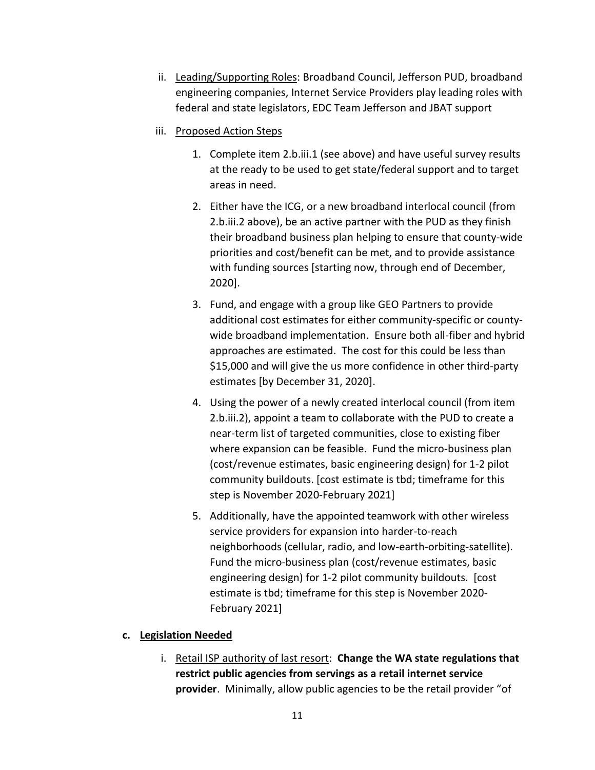ii. Leading/Supporting Roles: Broadband Council, Jefferson PUD, broadband engineering companies, Internet Service Providers play leading roles with federal and state legislators, EDC Team Jefferson and JBAT support

iii. Proposed Action Steps

1. Complete item 2.b.iii.1 (see above) and have useful survey results at the ready to be used to get state/federal support and to target areas in need.
2. Either have the ICG, or a new broadband interlocal council (from 2.b.iii.2 above), be an active partner with the PUD as they finish their broadband business plan helping to ensure that county-wide priorities and cost/benefit can be met, and to provide assistance with funding sources [starting now, through end of December, 2020].
3. Fund, and engage with a group like GEO Partners to provide additional cost estimates for either community-specific or county-wide broadband implementation. Ensure both all-fiber and hybrid approaches are estimated. The cost for this could be less than $15,000 and will give the us more confidence in other third-party estimates [by December 31, 2020].
4. Using the power of a newly created interlocal council (from item 2.b.iii.2), appoint a team to collaborate with the PUD to create a near-term list of targeted communities, close to existing fiber where expansion can be feasible. Fund the micro-business plan (cost/revenue estimates, basic engineering design) for 1-2 pilot community buildouts. [cost estimate is tbd; timeframe for this step is November 2020-February 2021]
5. Additionally, have the appointed teamwork with other wireless service providers for expansion into harder-to-reach neighborhoods (cellular, radio, and low-earth-orbiting-satellite). Fund the micro-business plan (cost/revenue estimates, basic engineering design) for 1-2 pilot community buildouts. [cost estimate is tbd; timeframe for this step is November 2020-February 2021]

**c. Legislation Needed**

i. Retail ISP authority of last resort: **Change the WA state regulations that restrict public agencies from servings as a retail internet service provider**. Minimally, allow public agencies to be the retail provider "of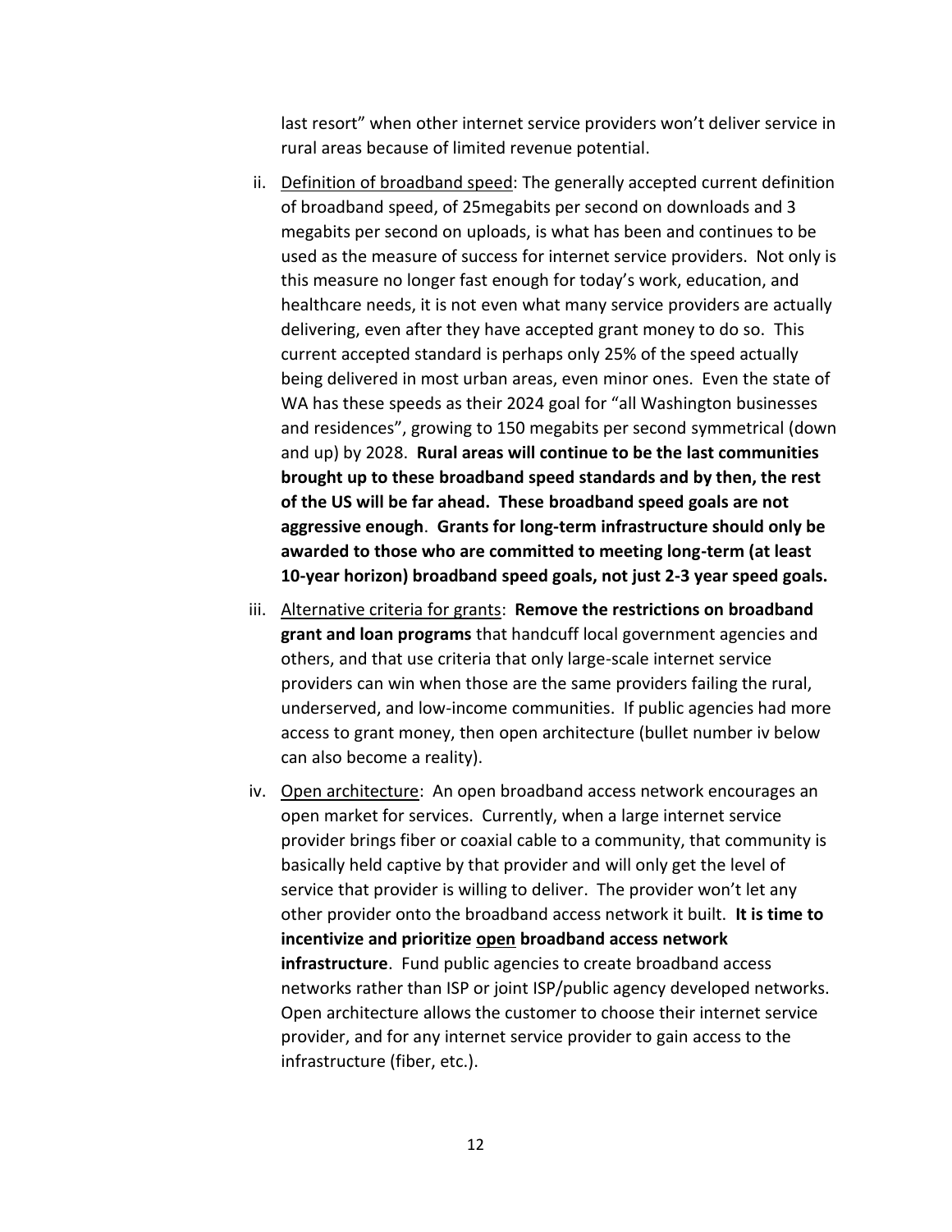last resort" when other internet service providers won't deliver service in rural areas because of limited revenue potential.

ii. <u>Definition of broadband speed</u>: The generally accepted current definition of broadband speed, of 25megabits per second on downloads and 3 megabits per second on uploads, is what has been and continues to be used as the measure of success for internet service providers. Not only is this measure no longer fast enough for today's work, education, and healthcare needs, it is not even what many service providers are actually delivering, even after they have accepted grant money to do so. This current accepted standard is perhaps only 25% of the speed actually being delivered in most urban areas, even minor ones. Even the state of WA has these speeds as their 2024 goal for "all Washington businesses and residences", growing to 150 megabits per second symmetrical (down and up) by 2028. **Rural areas will continue to be the last communities brought up to these broadband speed standards and by then, the rest of the US will be far ahead. These broadband speed goals are not aggressive enough**. **Grants for long-term infrastructure should only be awarded to those who are committed to meeting long-term (at least 10-year horizon) broadband speed goals, not just 2-3 year speed goals.**

iii. <u>Alternative criteria for grants</u>: **Remove the restrictions on broadband grant and loan programs** that handcuff local government agencies and others, and that use criteria that only large-scale internet service providers can win when those are the same providers failing the rural, underserved, and low-income communities. If public agencies had more access to grant money, then open architecture (bullet number iv below can also become a reality).

iv. <u>Open architecture</u>: An open broadband access network encourages an open market for services. Currently, when a large internet service provider brings fiber or coaxial cable to a community, that community is basically held captive by that provider and will only get the level of service that provider is willing to deliver. The provider won't let any other provider onto the broadband access network it built. **It is time to incentivize and prioritize <u>open</u> broadband access network infrastructure**. Fund public agencies to create broadband access networks rather than ISP or joint ISP/public agency developed networks. Open architecture allows the customer to choose their internet service provider, and for any internet service provider to gain access to the infrastructure (fiber, etc.).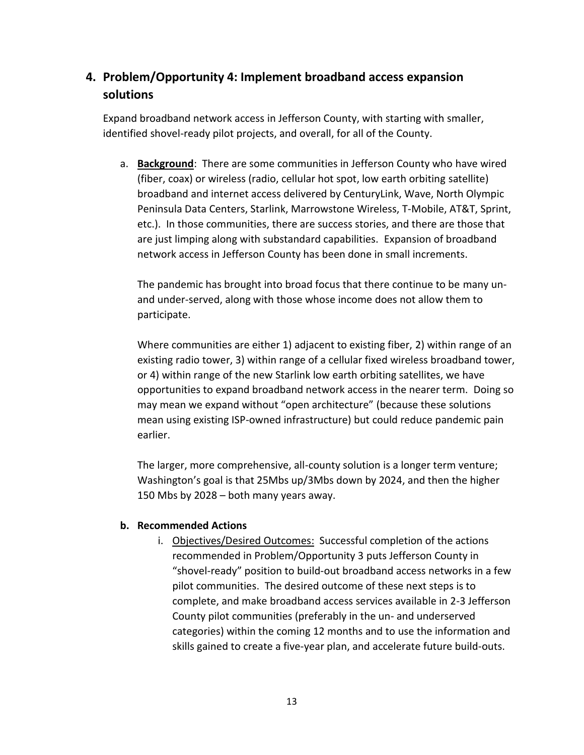## 4. Problem/Opportunity 4: Implement broadband access expansion solutions

Expand broadband network access in Jefferson County, with starting with smaller, identified shovel-ready pilot projects, and overall, for all of the County.

a. **<u>Background</u>**: There are some communities in Jefferson County who have wired (fiber, coax) or wireless (radio, cellular hot spot, low earth orbiting satellite) broadband and internet access delivered by CenturyLink, Wave, North Olympic Peninsula Data Centers, Starlink, Marrowstone Wireless, T-Mobile, AT&T, Sprint, etc.). In those communities, there are success stories, and there are those that are just limping along with substandard capabilities. Expansion of broadband network access in Jefferson County has been done in small increments.

   The pandemic has brought into broad focus that there continue to be many un- and under-served, along with those whose income does not allow them to participate.

   Where communities are either 1) adjacent to existing fiber, 2) within range of an existing radio tower, 3) within range of a cellular fixed wireless broadband tower, or 4) within range of the new Starlink low earth orbiting satellites, we have opportunities to expand broadband network access in the nearer term. Doing so may mean we expand without "open architecture" (because these solutions mean using existing ISP-owned infrastructure) but could reduce pandemic pain earlier.

   The larger, more comprehensive, all-county solution is a longer term venture; Washington's goal is that 25Mbs up/3Mbs down by 2024, and then the higher 150 Mbs by 2028 – both many years away.

b. **Recommended Actions**

   i. <u>Objectives/Desired Outcomes:</u> Successful completion of the actions recommended in Problem/Opportunity 3 puts Jefferson County in "shovel-ready" position to build-out broadband access networks in a few pilot communities. The desired outcome of these next steps is to complete, and make broadband access services available in 2-3 Jefferson County pilot communities (preferably in the un- and underserved categories) within the coming 12 months and to use the information and skills gained to create a five-year plan, and accelerate future build-outs.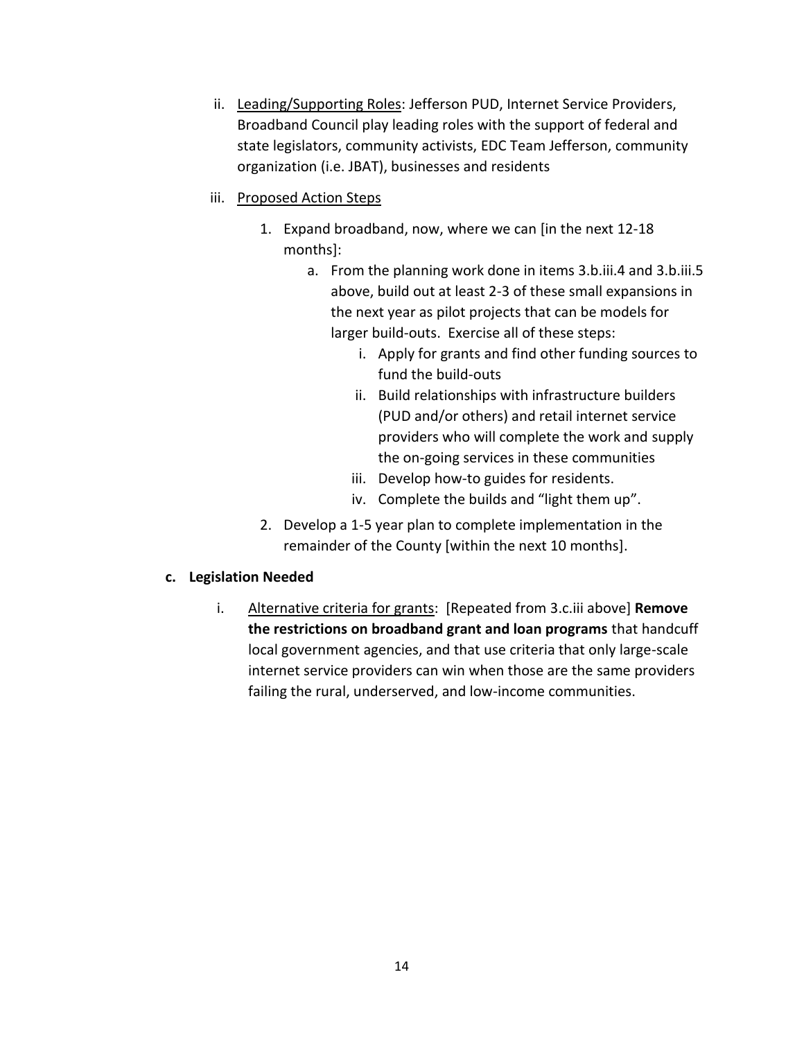ii. Leading/Supporting Roles: Jefferson PUD, Internet Service Providers, Broadband Council play leading roles with the support of federal and state legislators, community activists, EDC Team Jefferson, community organization (i.e. JBAT), businesses and residents

iii. Proposed Action Steps

1. Expand broadband, now, where we can [in the next 12-18 months]:
    a. From the planning work done in items 3.b.iii.4 and 3.b.iii.5 above, build out at least 2-3 of these small expansions in the next year as pilot projects that can be models for larger build-outs. Exercise all of these steps:
        i. Apply for grants and find other funding sources to fund the build-outs
        ii. Build relationships with infrastructure builders (PUD and/or others) and retail internet service providers who will complete the work and supply the on-going services in these communities
        iii. Develop how-to guides for residents.
        iv. Complete the builds and "light them up".
2. Develop a 1-5 year plan to complete implementation in the remainder of the County [within the next 10 months].

**c. Legislation Needed**

i. Alternative criteria for grants: [Repeated from 3.c.iii above] **Remove the restrictions on broadband grant and loan programs** that handcuff local government agencies, and that use criteria that only large-scale internet service providers can win when those are the same providers failing the rural, underserved, and low-income communities.